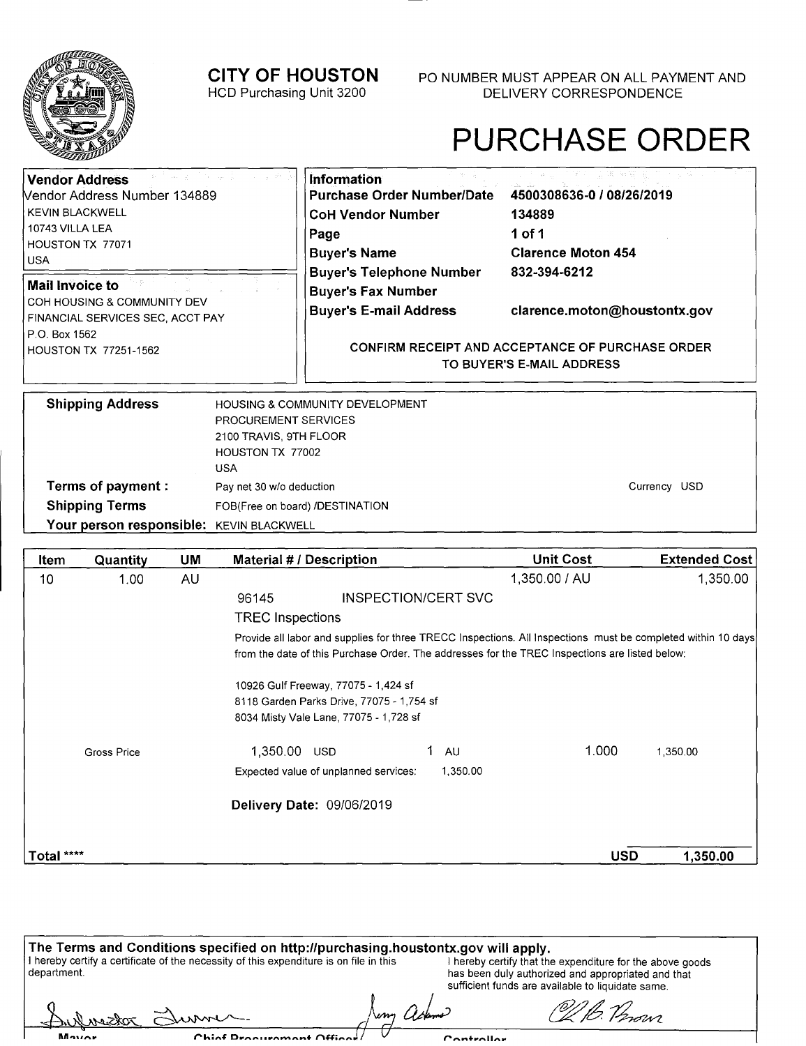# CITY OF HOUSTON

HCD Purchasing Unit 3200

PO NUMBER MUST APPEAR ON ALL PAYMENT AND DELIVERY CORRESPONDENCE

# PURCHASE ORDER

**Vendor Address**
Vendor Address Number 134889
KEVIN BLACKWELL
10743 VILLA LEA
HOUSTON TX 77071
USA

**Mail Invoice to**
COH HOUSING & COMMUNITY DEV
FINANCIAL SERVICES SEC, ACCT PAY
P.O. Box 1562
HOUSTON TX 77251-1562

**Information**

| | |
|---|---|
| **Purchase Order Number/Date** | **4500308636-0 / 08/26/2019** |
| **CoH Vendor Number** | **134889** |
| **Page** | **1 of 1** |
| **Buyer's Name** | **Clarence Moton 454** |
| **Buyer's Telephone Number** | **832-394-6212** |
| **Buyer's Fax Number** | |
| **Buyer's E-mail Address** | **clarence.moton@houstontx.gov** |

**CONFIRM RECEIPT AND ACCEPTANCE OF PURCHASE ORDER TO BUYER'S E-MAIL ADDRESS**

**Shipping Address** HOUSING & COMMUNITY DEVELOPMENT
PROCUREMENT SERVICES
2100 TRAVIS, 9TH FLOOR
HOUSTON TX 77002
USA

**Terms of payment :** Pay net 30 w/o deduction — Currency USD

**Shipping Terms** FOB(Free on board) /DESTINATION

**Your person responsible:** KEVIN BLACKWELL

| Item | Quantity | UM | Material # / Description | Unit Cost | Extended Cost |
|---|---|---|---|---|---|
| 10 | 1.00 | AU | | 1,350.00 / AU | 1,350.00 |

96145 INSPECTION/CERT SVC

TREC Inspections

Provide all labor and supplies for three TRECC Inspections. All Inspections must be completed within 10 days from the date of this Purchase Order. The addresses for the TREC Inspections are listed below:

10926 Gulf Freeway, 77075 - 1,424 sf
8118 Garden Parks Drive, 77075 - 1,754 sf
8034 Misty Vale Lane, 77075 - 1,728 sf

| Gross Price | 1,350.00 USD | 1 AU | 1.000 | 1,350.00 |
|---|---|---|---|---|

Expected value of unplanned services: 1,350.00

**Delivery Date:** 09/06/2019

**Total \*\*\*\*** **USD 1,350.00**

**The Terms and Conditions specified on http://purchasing.houstontx.gov will apply.**

I hereby certify a certificate of the necessity of this expenditure is on file in this department.

I hereby certify that the expenditure for the above goods has been duly authorized and appropriated and that sufficient funds are available to liquidate same.

Mayor — Chief Procurement Officer — Controller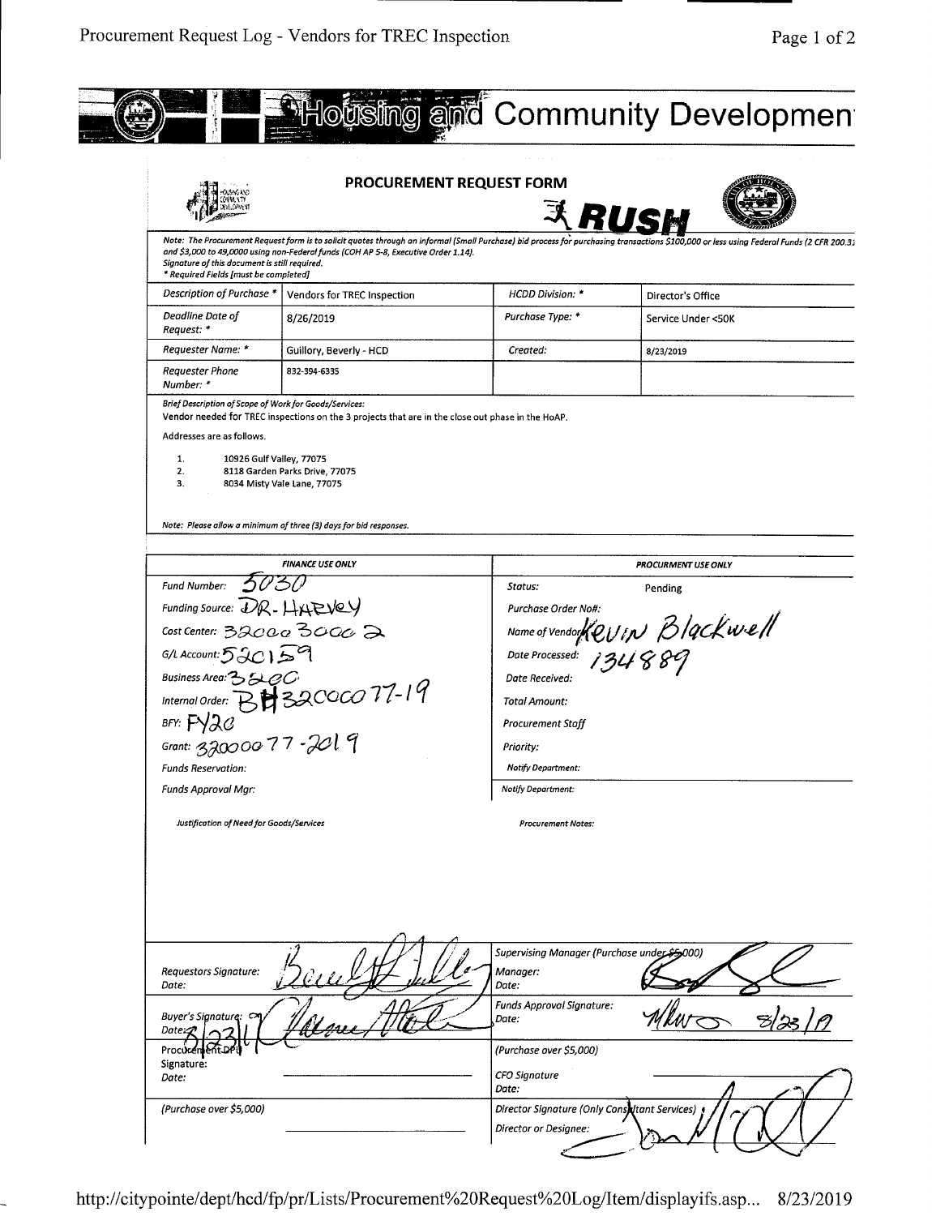# Housing and Community Developmen

## PROCUREMENT REQUEST FORM

**RUSH**

*Note: The Procurement Request form is to solicit quotes through an informal (Small Purchase) bid process for purchasing transactions $100,000 or less using Federal Funds (2 CFR 200.3 and $3,000 to 49,0000 using non-Federal funds (COH AP 5-8, Executive Order 1.14). Signature of this document is still required.*
*\* Required Fields [must be completed]*

| | | | |
|---|---|---|---|
| *Description of Purchase \** | Vendors for TREC Inspection | *HCDD Division: \** | Director's Office |
| *Deadline Date of Request: \** | 8/26/2019 | *Purchase Type: \** | Service Under <50K |
| *Requester Name: \** | Guillory, Beverly - HCD | *Created:* | 8/23/2019 |
| *Requester Phone Number: \** | 832-394-6335 | | |

*Brief Description of Scope of Work for Goods/Services:*
Vendor needed for TREC inspections on the 3 projects that are in the close out phase in the HoAP.

Addresses are as follows.

1. 10926 Gulf Valley, 77075
2. 8118 Garden Parks Drive, 77075
3. 8034 Misty Vale Lane, 77075

*Note: Please allow a minimum of three (3) days for bid responses.*

| *FINANCE USE ONLY* | | *PROCURMENT USE ONLY* | |
|---|---|---|---|
| *Fund Number:* | 5030 | *Status:* | Pending |
| *Funding Source:* | DR- HARVEY | *Purchase Order No#:* | |
| *Cost Center:* | 320003000 2 | *Name of Vendor:* | Kevin Blackwell |
| *G/L Account:* | 520159 | *Date Processed:* | 134889 |
| *Business Area:* | 3200 | *Date Received:* | |
| *Internal Order:* | BH320C0077-19 | *Total Amount:* | |
| *BFY:* | FY20 | *Procurement Staff* | |
| *Grant:* | 32000077-2019 | *Priority:* | |
| *Funds Reservation:* | | *Notify Department:* | |
| *Funds Approval Mgr:* | | *Notify Department:* | |

*Justification of Need for Goods/Services*

*Procurement Notes:*

| | | | |
|---|---|---|---|
| *Requestors Signature:* *Date:* | [signature] | *Supervising Manager (Purchase under $5,000) Manager: Date:* | [signature] |
| *Buyer's Signature:* *Date:* 8/23/19 | [signature] | *Funds Approval Signature: Date:* | [signature] 8/23/19 |
| *Procurement DPU Signature: Date:* | | *(Purchase over $5,000)* *CFO Signature Date:* | |
| *(Purchase over $5,000)* | | *Director Signature (Only Consultant Services) Director or Designee:* | [signature] |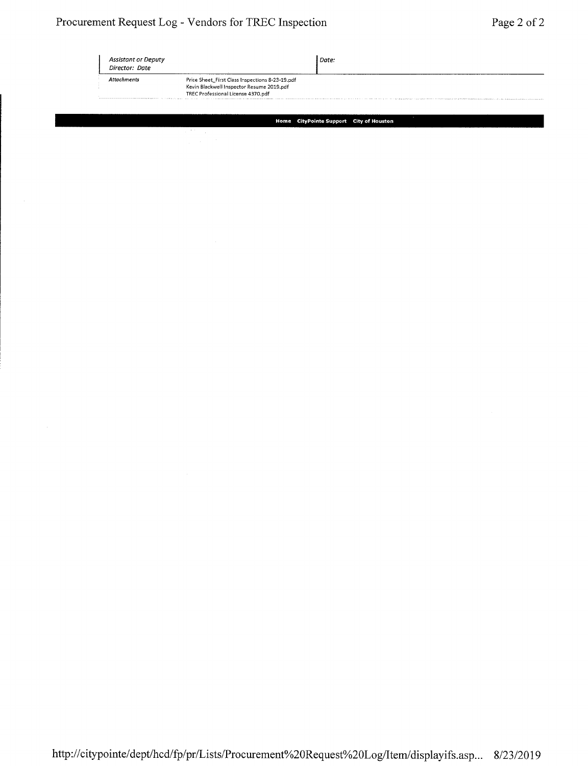| *Assistant or Deputy Director: Date* | | *Date:* |
|---|---|---|
| *Attachments* | Price Sheet_First Class Inspections 8-23-19.pdf<br>Kevin Blackwell Inspector Resume 2019.pdf<br>TREC Professional License 4370.pdf | |

**Home CityPointe Support City of Houston**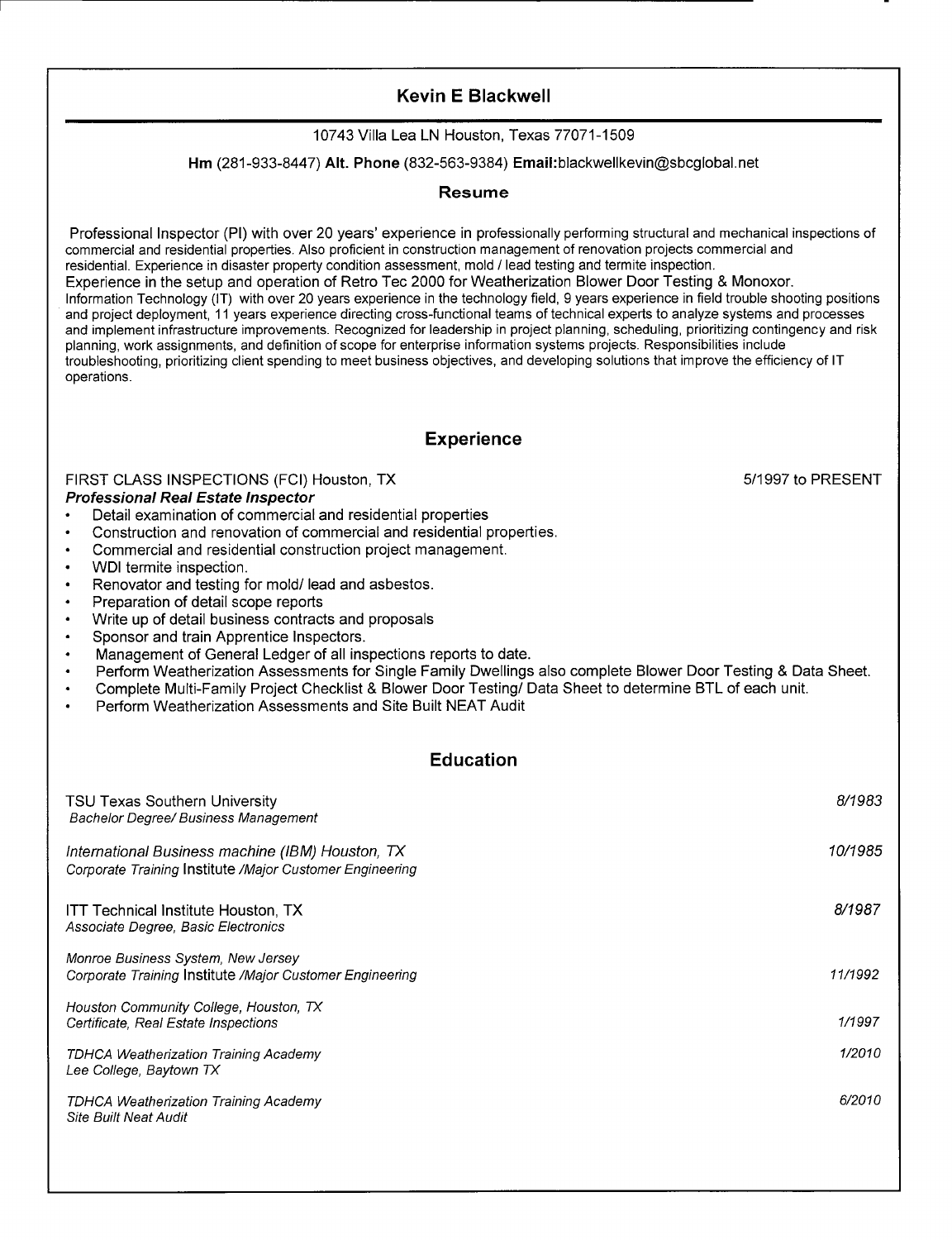# Kevin E Blackwell

10743 Villa Lea LN Houston, Texas 77071-1509

**Hm** (281-933-8447) **Alt. Phone** (832-563-9384) **Email:**blackwellkevin@sbcglobal.net

## Resume

Professional Inspector (PI) with over 20 years' experience in professionally performing structural and mechanical inspections of commercial and residential properties. Also proficient in construction management of renovation projects commercial and residential. Experience in disaster property condition assessment, mold / lead testing and termite inspection.
Experience in the setup and operation of Retro Tec 2000 for Weatherization Blower Door Testing & Monoxor.
Information Technology (IT) with over 20 years experience in the technology field, 9 years experience in field trouble shooting positions and project deployment, 11 years experience directing cross-functional teams of technical experts to analyze systems and processes and implement infrastructure improvements. Recognized for leadership in project planning, scheduling, prioritizing contingency and risk planning, work assignments, and definition of scope for enterprise information systems projects. Responsibilities include troubleshooting, prioritizing client spending to meet business objectives, and developing solutions that improve the efficiency of IT operations.

## Experience

FIRST CLASS INSPECTIONS (FCI) Houston, TX — 5/1997 to PRESENT

***Professional Real Estate Inspector***

- Detail examination of commercial and residential properties
- Construction and renovation of commercial and residential properties.
- Commercial and residential construction project management.
- WDI termite inspection.
- Renovator and testing for mold/ lead and asbestos.
- Preparation of detail scope reports
- Write up of detail business contracts and proposals
- Sponsor and train Apprentice Inspectors.
- Management of General Ledger of all inspections reports to date.
- Perform Weatherization Assessments for Single Family Dwellings also complete Blower Door Testing & Data Sheet.
- Complete Multi-Family Project Checklist & Blower Door Testing/ Data Sheet to determine BTL of each unit.
- Perform Weatherization Assessments and Site Built NEAT Audit

## Education

TSU Texas Southern University — *8/1983*
*Bachelor Degree/ Business Management*

*International Business machine (IBM) Houston, TX* — *10/1985*
*Corporate Training Institute /Major Customer Engineering*

ITT Technical Institute Houston, TX — *8/1987*
*Associate Degree, Basic Electronics*

*Monroe Business System, New Jersey* — *11/1992*
*Corporate Training Institute /Major Customer Engineering*

*Houston Community College, Houston, TX* — *1/1997*
*Certificate, Real Estate Inspections*

*TDHCA Weatherization Training Academy* — *1/2010*
*Lee College, Baytown TX*

*TDHCA Weatherization Training Academy* — *6/2010*
*Site Built Neat Audit*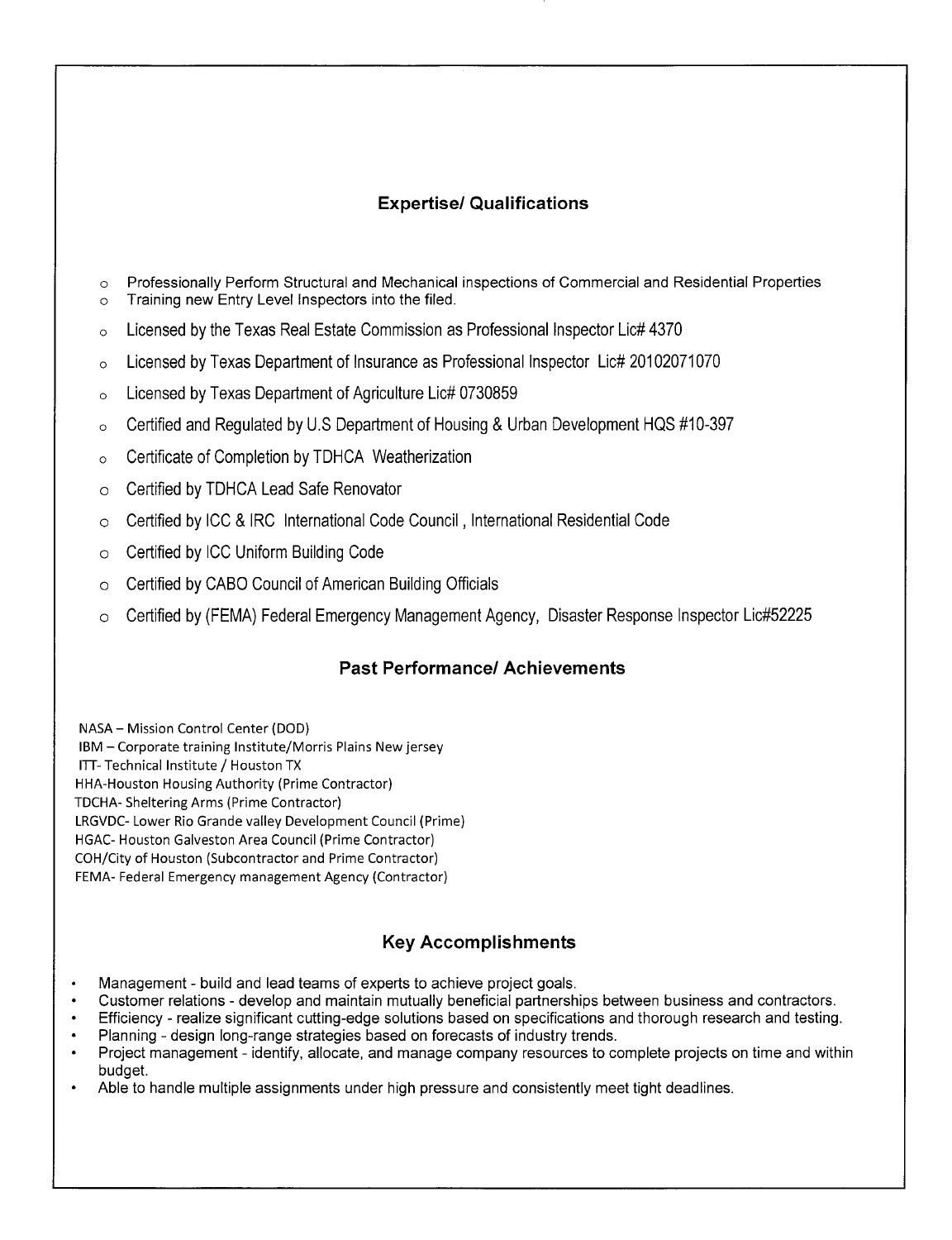## Expertise/ Qualifications

- Professionally Perform Structural and Mechanical inspections of Commercial and Residential Properties
- Training new Entry Level Inspectors into the filed.
- Licensed by the Texas Real Estate Commission as Professional Inspector Lic# 4370
- Licensed by Texas Department of Insurance as Professional Inspector Lic# 20102071070
- Licensed by Texas Department of Agriculture Lic# 0730859
- Certified and Regulated by U.S Department of Housing & Urban Development HQS #10-397
- Certificate of Completion by TDHCA Weatherization
- Certified by TDHCA Lead Safe Renovator
- Certified by ICC & IRC International Code Council , International Residential Code
- Certified by ICC Uniform Building Code
- Certified by CABO Council of American Building Officials
- Certified by (FEMA) Federal Emergency Management Agency, Disaster Response Inspector Lic#52225

## Past Performance/ Achievements

NASA – Mission Control Center (DOD)
IBM – Corporate training Institute/Morris Plains New jersey
ITT- Technical Institute / Houston TX
HHA-Houston Housing Authority (Prime Contractor)
TDCHA- Sheltering Arms (Prime Contractor)
LRGVDC- Lower Rio Grande valley Development Council (Prime)
HGAC- Houston Galveston Area Council (Prime Contractor)
COH/City of Houston (Subcontractor and Prime Contractor)
FEMA- Federal Emergency management Agency (Contractor)

## Key Accomplishments

- Management - build and lead teams of experts to achieve project goals.
- Customer relations - develop and maintain mutually beneficial partnerships between business and contractors.
- Efficiency - realize significant cutting-edge solutions based on specifications and thorough research and testing.
- Planning - design long-range strategies based on forecasts of industry trends.
- Project management - identify, allocate, and manage company resources to complete projects on time and within budget.
- Able to handle multiple assignments under high pressure and consistently meet tight deadlines.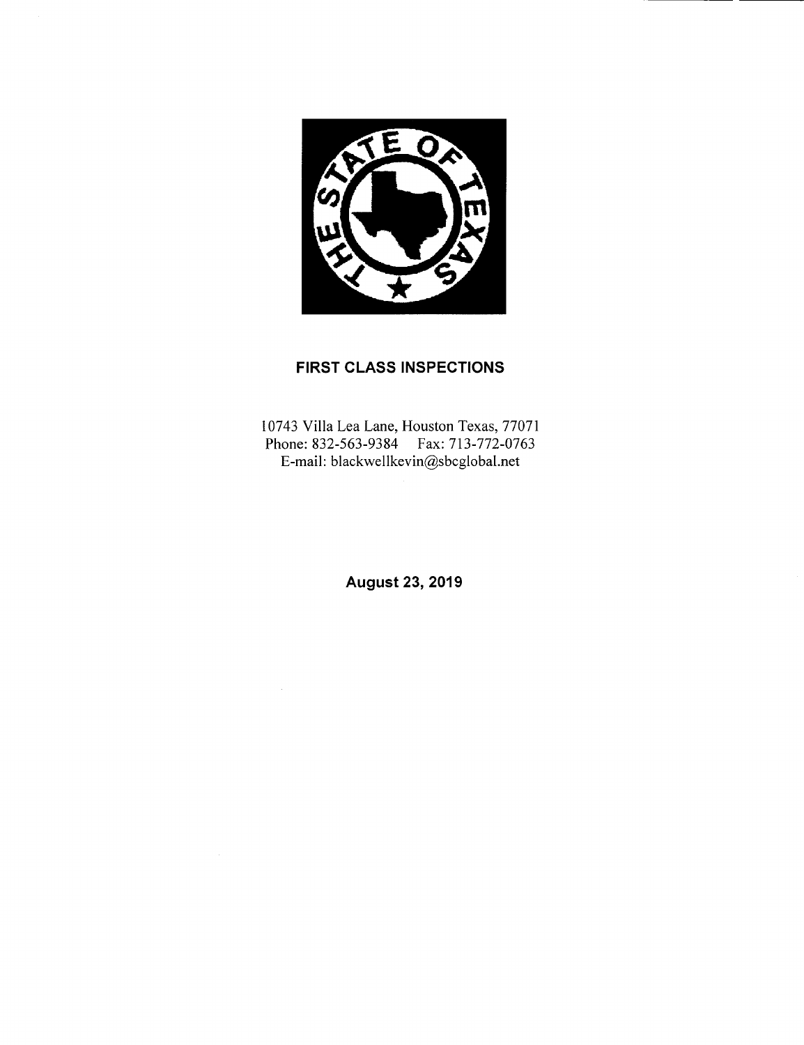## FIRST CLASS INSPECTIONS

10743 Villa Lea Lane, Houston Texas, 77071
Phone: 832-563-9384 Fax: 713-772-0763
E-mail: blackwellkevin@sbcglobal.net

**August 23, 2019**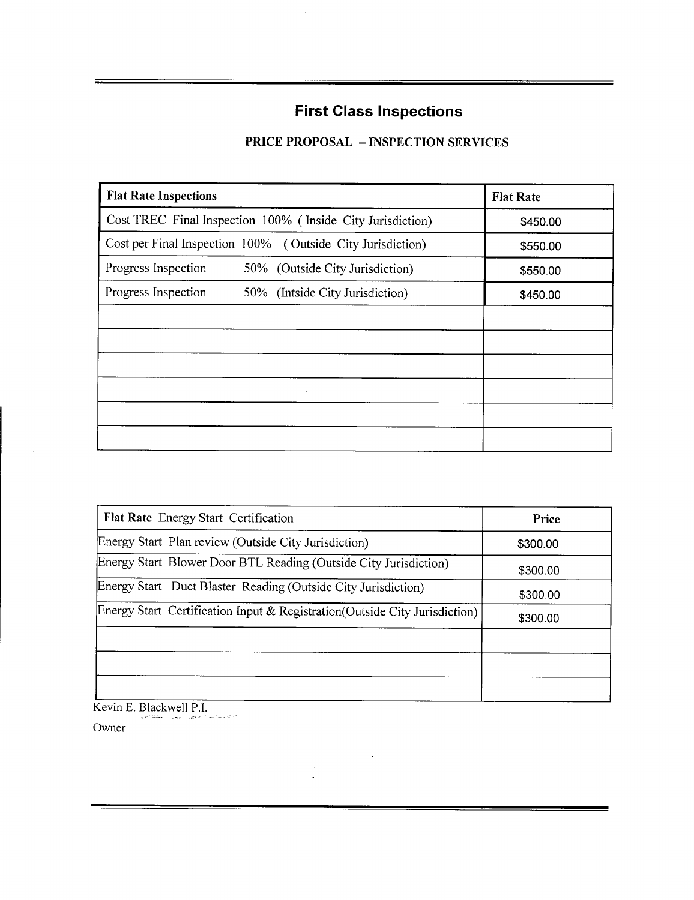# First Class Inspections

## PRICE PROPOSAL – INSPECTION SERVICES

| **Flat Rate Inspections** | **Flat Rate** |
|---|---|
| Cost TREC Final Inspection 100% ( Inside City Jurisdiction) | $450.00 |
| Cost per Final Inspection 100% ( Outside City Jurisdiction) | $550.00 |
| Progress Inspection 50% (Outside City Jurisdiction) | $550.00 |
| Progress Inspection 50% (Intside City Jurisdiction) | $450.00 |
| | |
| | |
| | |
| | |
| | |
| | |

| **Flat Rate** Energy Start Certification | **Price** |
|---|---|
| Energy Start Plan review (Outside City Jurisdiction) | $300.00 |
| Energy Start Blower Door BTL Reading (Outside City Jurisdiction) | $300.00 |
| Energy Start Duct Blaster Reading (Outside City Jurisdiction) | $300.00 |
| Energy Start Certification Input & Registration(Outside City Jurisdiction) | $300.00 |
| | |
| | |
| | |

Kevin E. Blackwell P.I.

Owner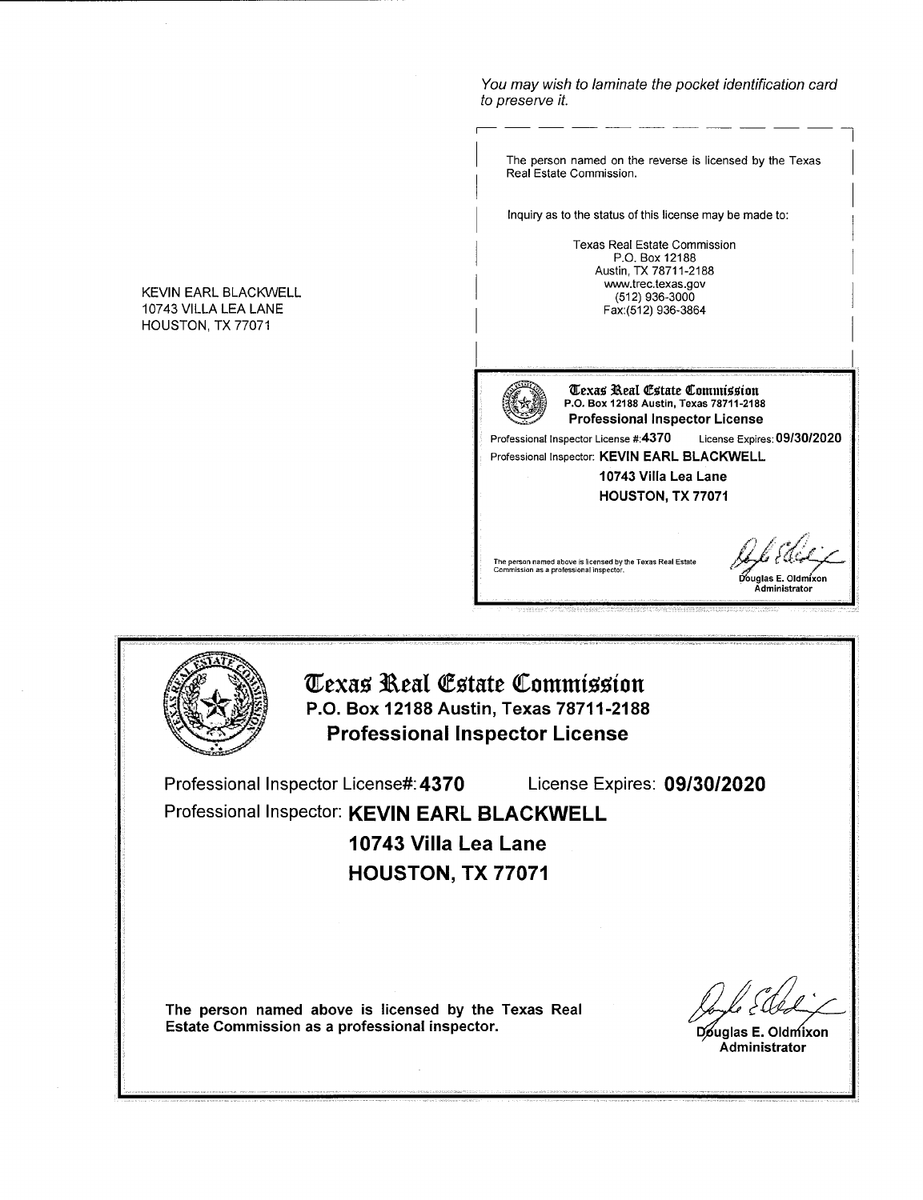*You may wish to laminate the pocket identification card to preserve it.*

KEVIN EARL BLACKWELL
10743 VILLA LEA LANE
HOUSTON, TX 77071

The person named on the reverse is licensed by the Texas Real Estate Commission.

Inquiry as to the status of this license may be made to:

Texas Real Estate Commission
P.O. Box 12188
Austin, TX 78711-2188
www.trec.texas.gov
(512) 936-3000
Fax:(512) 936-3864

**Texas Real Estate Commission**
**P.O. Box 12188 Austin, Texas 78711-2188**
**Professional Inspector License**

Professional Inspector License #:**4370** License Expires: **09/30/2020**

Professional Inspector: **KEVIN EARL BLACKWELL**

**10743 Villa Lea Lane**
**HOUSTON, TX 77071**

The person named above is licensed by the Texas Real Estate Commission as a professional inspector.

Douglas E. Oldmixon
Administrator

## Texas Real Estate Commission

**P.O. Box 12188 Austin, Texas 78711-2188**

**Professional Inspector License**

Professional Inspector License#: **4370** License Expires: **09/30/2020**

Professional Inspector: **KEVIN EARL BLACKWELL**

**10743 Villa Lea Lane**
**HOUSTON, TX 77071**

**The person named above is licensed by the Texas Real Estate Commission as a professional inspector.**

Douglas E. Oldmixon
**Administrator**